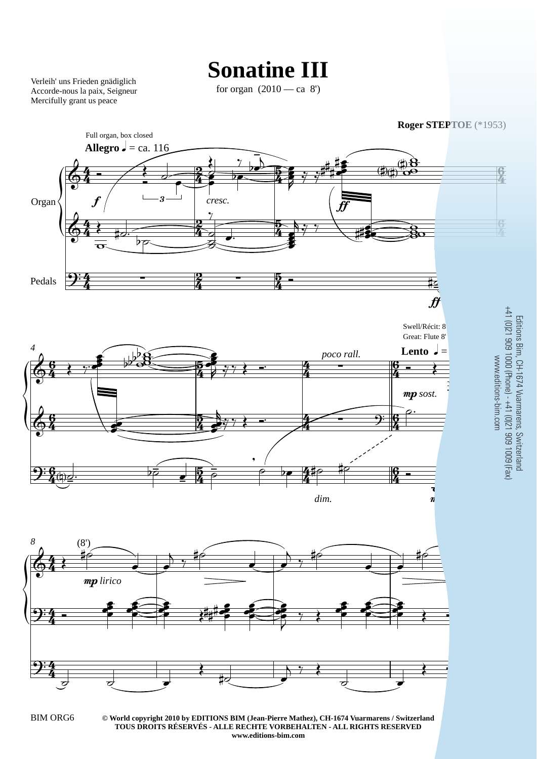Verleih' uns Frieden gnädiglich
Accorde-nous la paix, Seigneur
Mercifully grant us peace

# Sonatine III

for organ (2010 — ca 8')

**Roger STEPTOE** (*1953)

Editions Bim, CH-1674 Vuarmarens, Switzerland
+41 (0)21 909 1000 (Phone) - +41 (0)21 909 1009 (Fax)
www.editions-bim.com

BIM ORG6

**© World copyright 2010 by EDITIONS BIM (Jean-Pierre Mathez), CH-1674 Vuarmarens / Switzerland**
**TOUS DROITS RÉSERVÉS - ALLE RECHTE VORBEHALTEN - ALL RIGHTS RESERVED**
**www.editions-bim.com**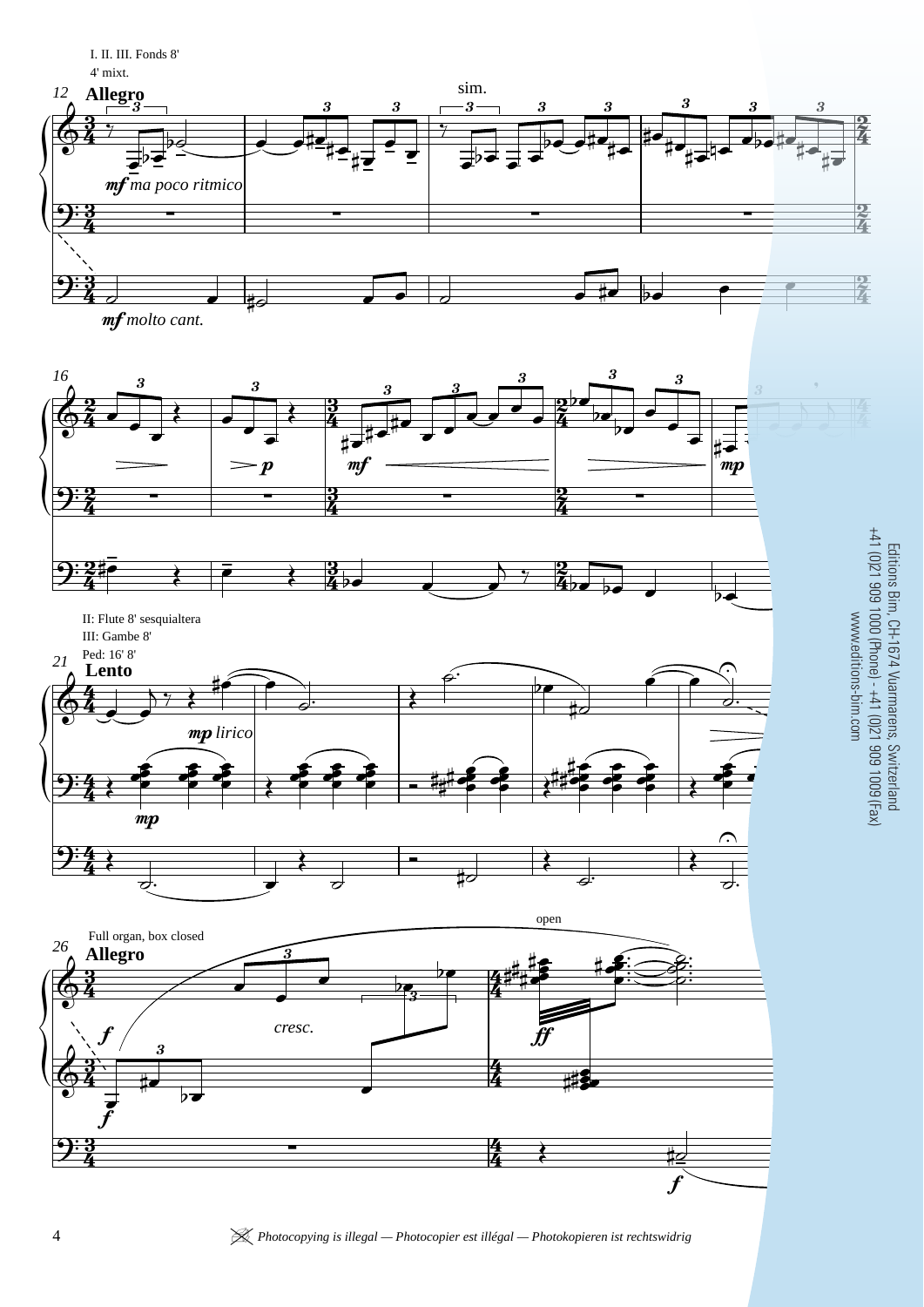I. II. III. Fonds 8'
4' mixt.

12 **Allegro**

sim.

*mf ma poco ritmico*

*mf molto cant.*

16

*p*

*mf*

*mp*

II: Flute 8' sesquialtera
III: Gambe 8'
Ped: 16' 8'

21 **Lento**

*mp lirico*

*mp*

Full organ, box closed

26 **Allegro**

open

*f*

*cresc.*

*ff*

*f*

*f*

Editions Bim, CH-1674 Vuarmarens, Switzerland
+41 (0)21 909 1000 (Phone) - +41 (0)21 909 1009 (Fax)
www.editions-bim.com

*Photocopying is illegal — Photocopier est illégal — Photokopieren ist rechtswidrig*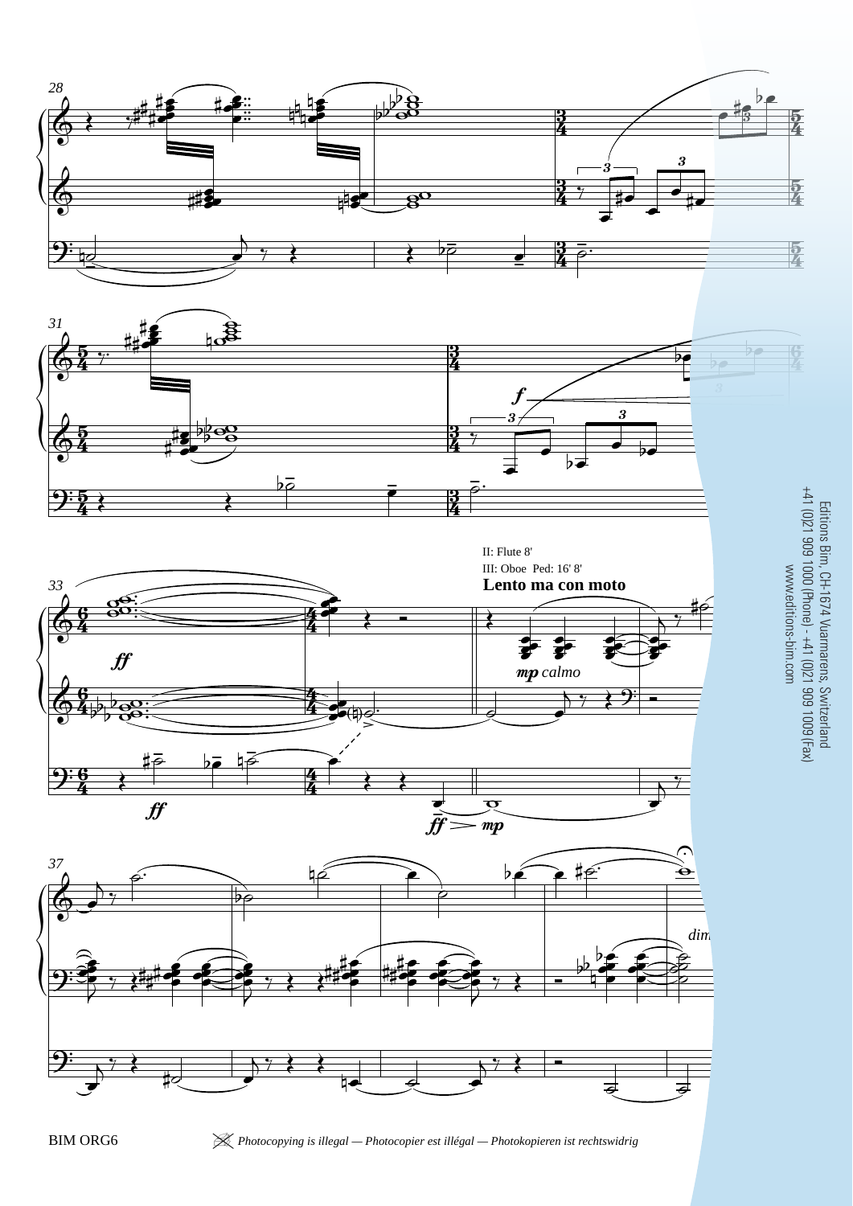II: Flute 8'
III: Oboe Ped: 16' 8'

**Lento ma con moto**

*mp calmo*

*ff*

*ff*

*ff* > *mp*

*dim*

Editions Bim, CH-1674 Vuarmarens, Switzerland
+41 (0)21 909 1000 (Phone) - +41 (0)21 909 1009 (Fax)
www.editions-bim.com

BIM ORG6

*Photocopying is illegal — Photocopier est illégal — Photokopieren ist rechtswidrig*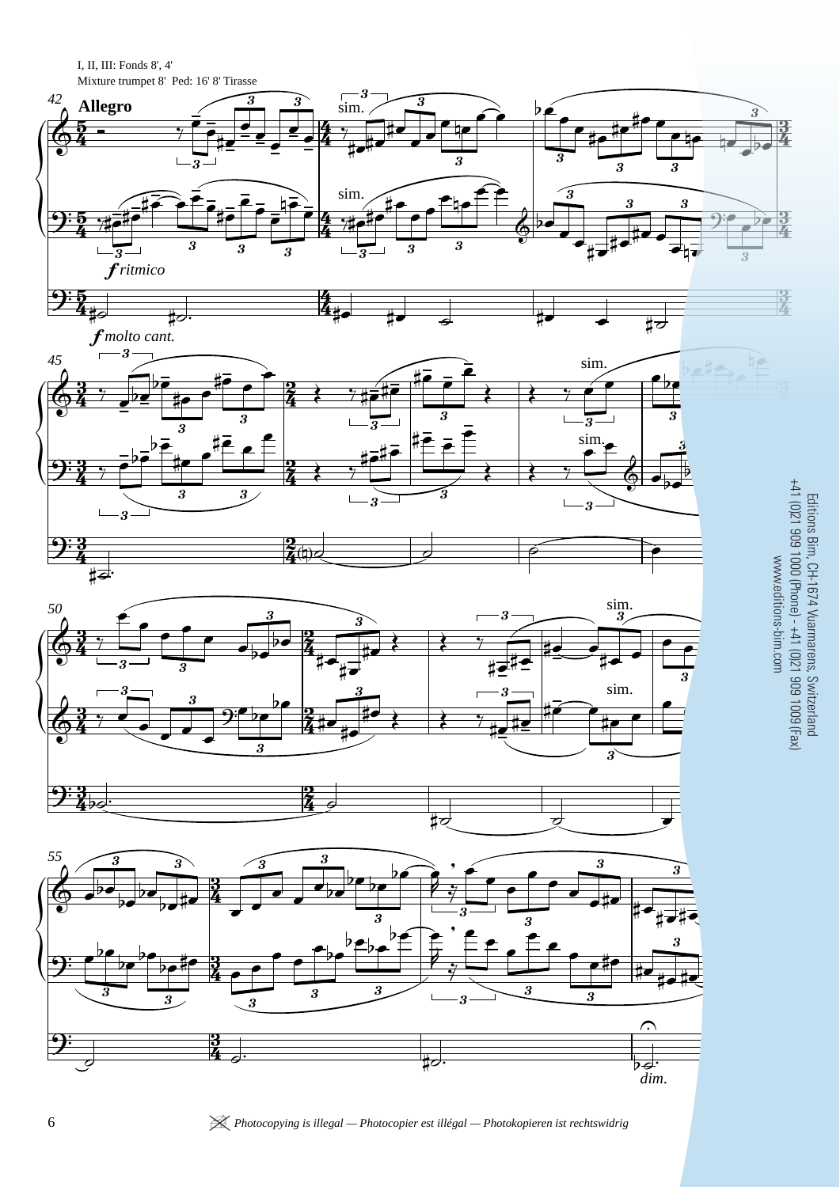I, II, III: Fonds 8', 4'
Mixture trumpet 8'  Ped: 16' 8' Tirasse

**Allegro**

*f ritmico*

*f molto cant.*

sim.

*dim.*

Editions Bim, CH-1674 Vuarmarens, Switzerland
+41 (0)21 909 1000 (Phone) - +41 (0)21 909 1009 (Fax)
www.editions-bim.com

*Photocopying is illegal — Photocopier est illégal — Photokopieren ist rechtswidrig*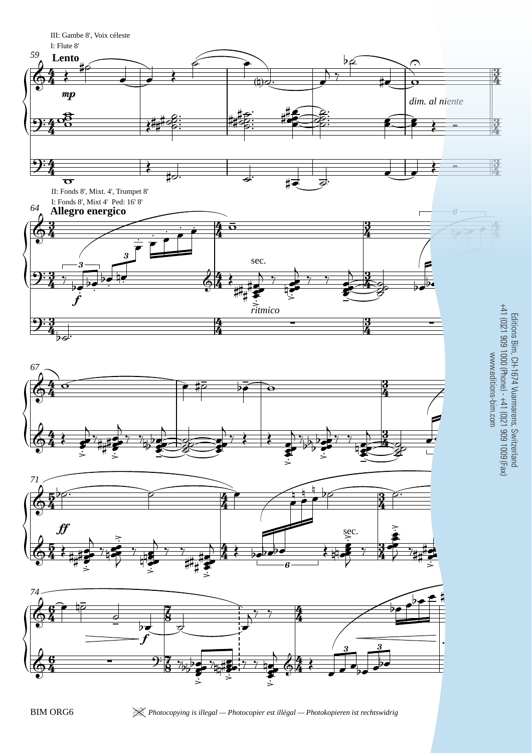III: Gambe 8', Voix céleste

I: Flute 8'

59 **Lento**

*mp*

*dim. al niente*

II: Fonds 8', Mixt. 4', Trumpet 8'

I: Fonds 8', Mixt 4' Ped: 16' 8'

64 **Allegro energico**

*f*

sec.

*ritmico*

67

71

*ff*

sec.

74

*f*

Editions Bim, CH-1674 Vuarmarens, Switzerland
+41 (0)21 909 1000 (Phone) - +41 (0)21 909 1009 (Fax)
www.editions-bim.com

BIM ORG6

*Photocopying is illegal — Photocopier est illégal — Photokopieren ist rechtswidrig*